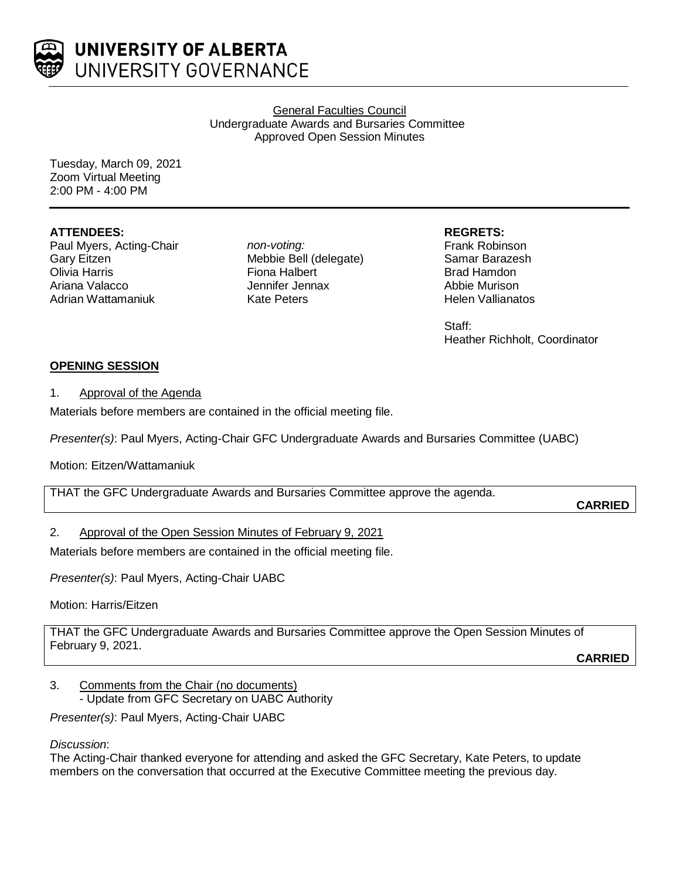UNIVERSITY OF ALBERTA
UNIVERSITY GOVERNANCE

General Faculties Council
Undergraduate Awards and Bursaries Committee
Approved Open Session Minutes

Tuesday, March 09, 2021
Zoom Virtual Meeting
2:00 PM - 4:00 PM

**ATTENDEES:**
Paul Myers, Acting-Chair
Gary Eitzen
Olivia Harris
Ariana Valacco
Adrian Wattamaniuk

*non-voting:*
Mebbie Bell (delegate)
Fiona Halbert
Jennifer Jennax
Kate Peters

**REGRETS:**
Frank Robinson
Samar Barazesh
Brad Hamdon
Abbie Murison
Helen Vallianatos

Staff:
Heather Richholt, Coordinator

## OPENING SESSION

1. Approval of the Agenda

Materials before members are contained in the official meeting file.

*Presenter(s)*: Paul Myers, Acting-Chair GFC Undergraduate Awards and Bursaries Committee (UABC)

Motion: Eitzen/Wattamaniuk

THAT the GFC Undergraduate Awards and Bursaries Committee approve the agenda.

**CARRIED**

2. Approval of the Open Session Minutes of February 9, 2021

Materials before members are contained in the official meeting file.

*Presenter(s)*: Paul Myers, Acting-Chair UABC

Motion: Harris/Eitzen

THAT the GFC Undergraduate Awards and Bursaries Committee approve the Open Session Minutes of February 9, 2021.

**CARRIED**

3. Comments from the Chair (no documents)
   - Update from GFC Secretary on UABC Authority

*Presenter(s)*: Paul Myers, Acting-Chair UABC

*Discussion*:
The Acting-Chair thanked everyone for attending and asked the GFC Secretary, Kate Peters, to update members on the conversation that occurred at the Executive Committee meeting the previous day.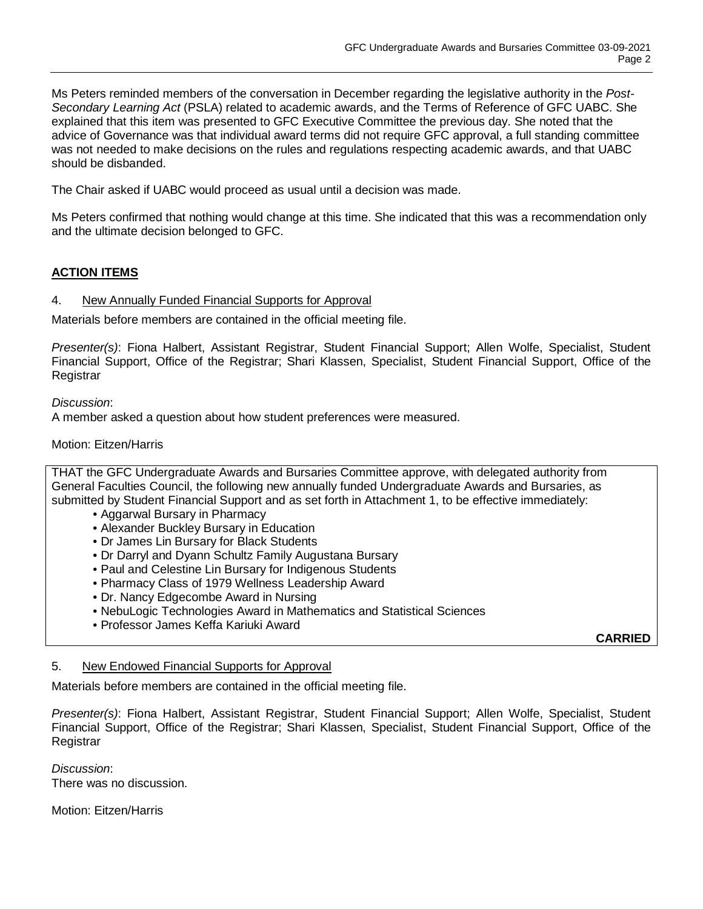Ms Peters reminded members of the conversation in December regarding the legislative authority in the *Post-Secondary Learning Act* (PSLA) related to academic awards, and the Terms of Reference of GFC UABC. She explained that this item was presented to GFC Executive Committee the previous day. She noted that the advice of Governance was that individual award terms did not require GFC approval, a full standing committee was not needed to make decisions on the rules and regulations respecting academic awards, and that UABC should be disbanded.

The Chair asked if UABC would proceed as usual until a decision was made.

Ms Peters confirmed that nothing would change at this time. She indicated that this was a recommendation only and the ultimate decision belonged to GFC.

## ACTION ITEMS

4. New Annually Funded Financial Supports for Approval

Materials before members are contained in the official meeting file.

*Presenter(s)*: Fiona Halbert, Assistant Registrar, Student Financial Support; Allen Wolfe, Specialist, Student Financial Support, Office of the Registrar; Shari Klassen, Specialist, Student Financial Support, Office of the Registrar

*Discussion*:
A member asked a question about how student preferences were measured.

Motion: Eitzen/Harris

THAT the GFC Undergraduate Awards and Bursaries Committee approve, with delegated authority from General Faculties Council, the following new annually funded Undergraduate Awards and Bursaries, as submitted by Student Financial Support and as set forth in Attachment 1, to be effective immediately:

- Aggarwal Bursary in Pharmacy
- Alexander Buckley Bursary in Education
- Dr James Lin Bursary for Black Students
- Dr Darryl and Dyann Schultz Family Augustana Bursary
- Paul and Celestine Lin Bursary for Indigenous Students
- Pharmacy Class of 1979 Wellness Leadership Award
- Dr. Nancy Edgecombe Award in Nursing
- NebuLogic Technologies Award in Mathematics and Statistical Sciences
- Professor James Keffa Kariuki Award

**CARRIED**

5. New Endowed Financial Supports for Approval

Materials before members are contained in the official meeting file.

*Presenter(s)*: Fiona Halbert, Assistant Registrar, Student Financial Support; Allen Wolfe, Specialist, Student Financial Support, Office of the Registrar; Shari Klassen, Specialist, Student Financial Support, Office of the Registrar

*Discussion*:
There was no discussion.

Motion: Eitzen/Harris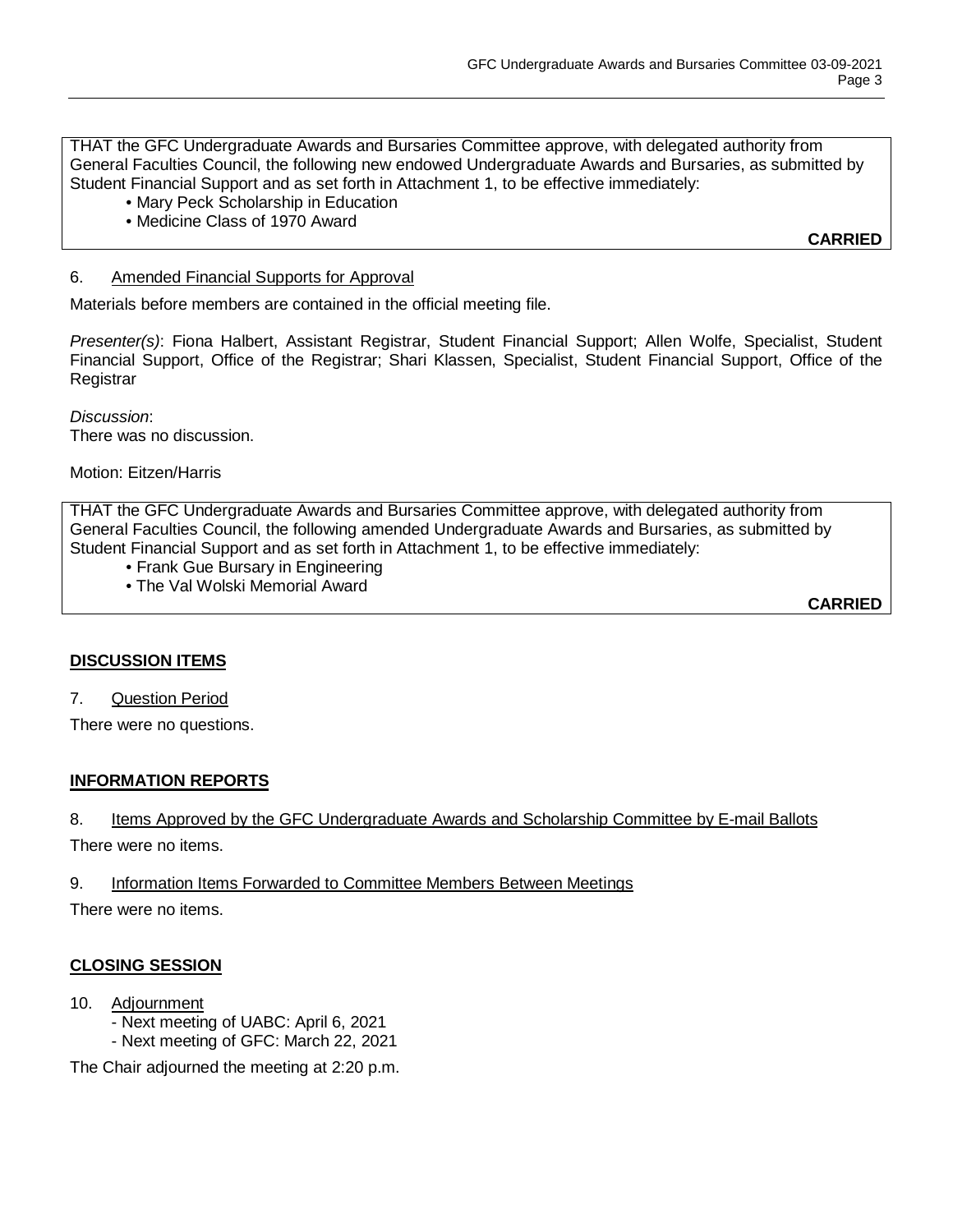THAT the GFC Undergraduate Awards and Bursaries Committee approve, with delegated authority from General Faculties Council, the following new endowed Undergraduate Awards and Bursaries, as submitted by Student Financial Support and as set forth in Attachment 1, to be effective immediately:

- Mary Peck Scholarship in Education
- Medicine Class of 1970 Award

**CARRIED**

6. Amended Financial Supports for Approval

Materials before members are contained in the official meeting file.

*Presenter(s)*: Fiona Halbert, Assistant Registrar, Student Financial Support; Allen Wolfe, Specialist, Student Financial Support, Office of the Registrar; Shari Klassen, Specialist, Student Financial Support, Office of the Registrar

*Discussion*:
There was no discussion.

Motion: Eitzen/Harris

THAT the GFC Undergraduate Awards and Bursaries Committee approve, with delegated authority from General Faculties Council, the following amended Undergraduate Awards and Bursaries, as submitted by Student Financial Support and as set forth in Attachment 1, to be effective immediately:

- Frank Gue Bursary in Engineering
- The Val Wolski Memorial Award

**CARRIED**

## DISCUSSION ITEMS

7. Question Period

There were no questions.

## INFORMATION REPORTS

8. Items Approved by the GFC Undergraduate Awards and Scholarship Committee by E-mail Ballots

There were no items.

9. Information Items Forwarded to Committee Members Between Meetings

There were no items.

## CLOSING SESSION

10. Adjournment
    - Next meeting of UABC: April 6, 2021
    - Next meeting of GFC: March 22, 2021

The Chair adjourned the meeting at 2:20 p.m.